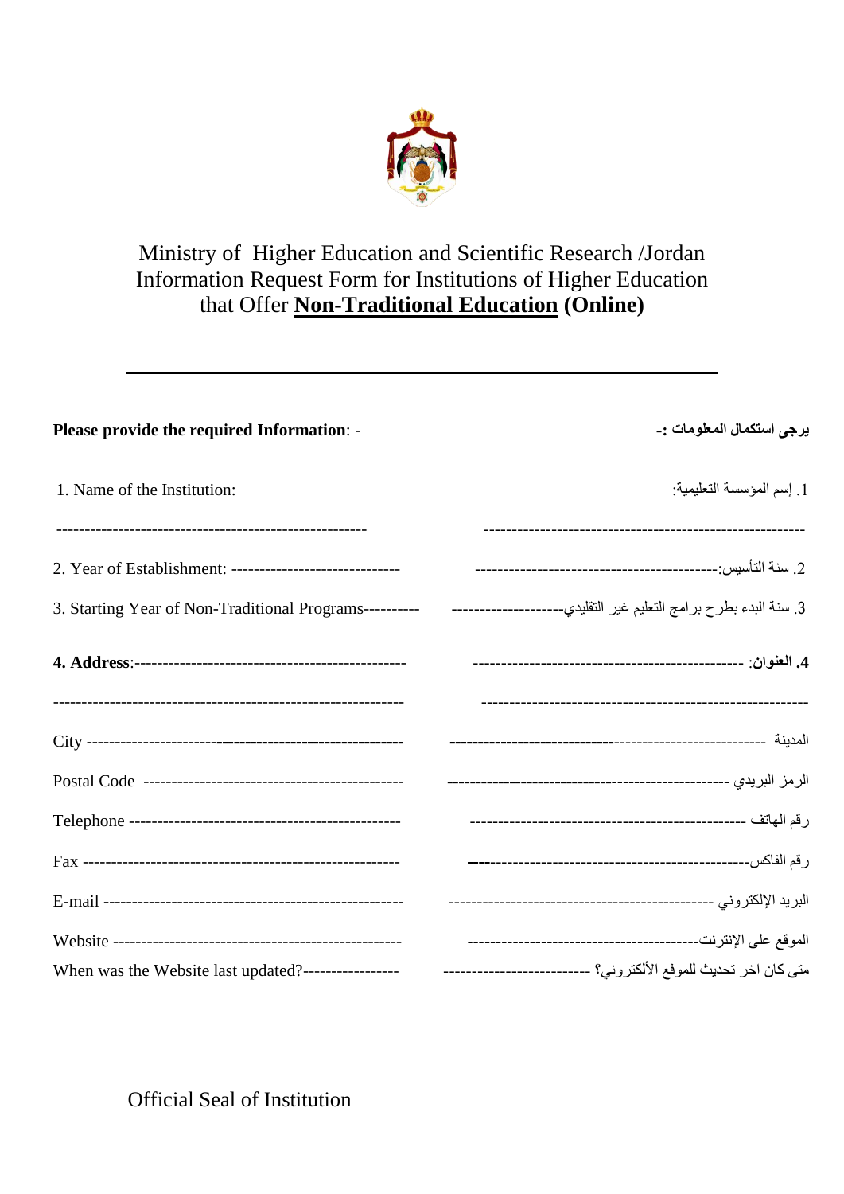Ministry of Higher Education and Scientific Research /Jordan
Information Request Form for Institutions of Higher Education
that Offer **Non-Traditional Education (Online)**

---

| **Please provide the required Information**: - | **يرجى استكمال المعلومات :-** |
|---|---|
| 1. Name of the Institution: | 1. إسم المؤسسة التعليمية: |
| ------------------------------------------------------ | -------------------------------------------------------- |
| 2. Year of Establishment: ------------------------------ | 2. سنة التأسيس:------------------------------------------- |
| 3. Starting Year of Non-Traditional Programs---------- | 3. سنة البدء بطرح برامج التعليم غير التقليدي-------------------- |
| **4. Address**:------------------------------------------------ | **4. العنوان**: ----------------------------------------------- |
| -------------------------------------------------------------- | ------------------------------------------------------- |
| City --------------------------------------------------------- | المدينة ---------------------------------------------------- |
| Postal Code ---------------------------------------------- | الرمز البريدي ------------------------------------------------ |
| Telephone ------------------------------------------------ | رقم الهاتف ----------------------------------------------- |
| Fax --------------------------------------------------------- | رقم الفاكس------------------------------------------------- |
| E-mail ---------------------------------------------------- | البريد الإلكتروني ---------------------------------------------- |
| Website --------------------------------------------------- | الموقع على الإنترنت------------------------------------------ |
| When was the Website last updated?----------------- | متى كان اخر تحديث للموقع الألكتروني؟ -------------------------- |

Official Seal of Institution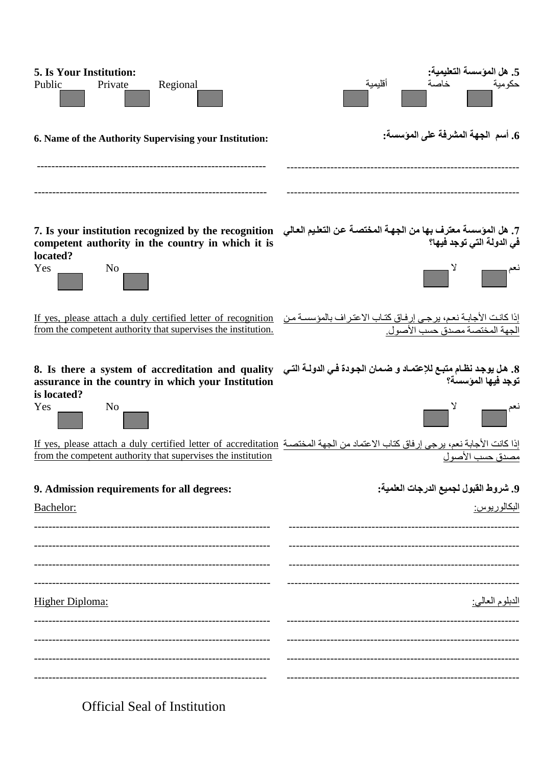**5. Is Your Institution:**

Public ☐ Private ☐ Regional ☐

**5. هل المؤسسة التعليمية:**

حكومية ☐ خاصة ☐ أقليمية ☐

**6. Name of the Authority Supervising your Institution:**

---------------------------------------------------------------

---------------------------------------------------------------

**6. أسم الجهة المشرفة على المؤسسة:**

---------------------------------------------------------------

---------------------------------------------------------------

**7. Is your institution recognized by the recognition competent authority in the country in which it is located?**

Yes ☐ No ☐

**7. هل المؤسسة معترف بها من الجهة المختصة عن التعليم العالي في الدولة التي توجد فيها؟**

نعم ☐ لا ☐

<u>If yes, please attach a duly certified letter of recognition from the competent authority that supervises the institution.</u>

<u>إذا كانت الأجابة نعم، يرجى إرفاق كتاب الاعتراف بالمؤسسة من الجهة المختصة مصدق حسب الأصول.</u>

**8. Is there a system of accreditation and quality assurance in the country in which your Institution is located?**

Yes ☐ No ☐

**8. هل يوجد نظام متبع للإعتماد و ضمان الجودة في الدولة التي توجد فيها المؤسسة؟**

نعم ☐ لا ☐

<u>If yes, please attach a duly certified letter of accreditation from the competent authority that supervises the institution</u>

<u>إذا كانت الأجابة نعم، يرجى إرفاق كتاب الاعتماد من الجهة المختصة مصدق حسب الأصول</u>

**9. Admission requirements for all degrees:**

**9. شروط القبول لجميع الدرجات العلمية:**

<u>Bachelor:</u>

---------------------------------------------------------------

---------------------------------------------------------------

---------------------------------------------------------------

---------------------------------------------------------------

<u>البكالوريوس:</u>

---------------------------------------------------------------

---------------------------------------------------------------

---------------------------------------------------------------

---------------------------------------------------------------

<u>Higher Diploma:</u>

---------------------------------------------------------------

---------------------------------------------------------------

---------------------------------------------------------------

---------------------------------------------------------------

<u>الدبلوم العالي:</u>

---------------------------------------------------------------

---------------------------------------------------------------

---------------------------------------------------------------

---------------------------------------------------------------

Official Seal of Institution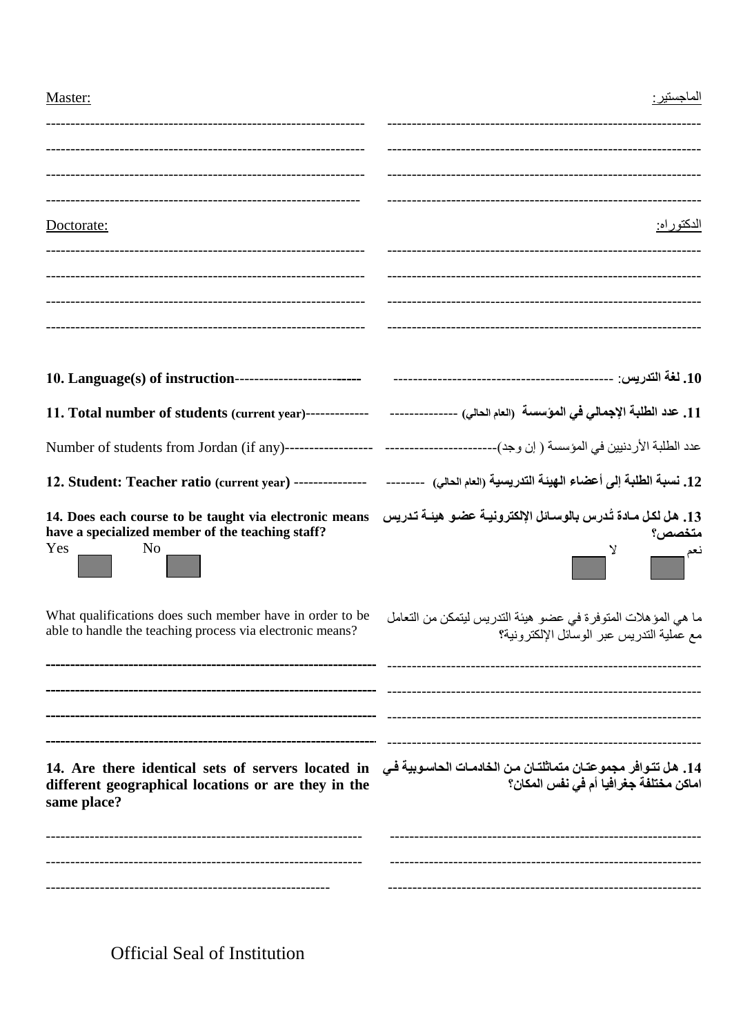Master: | الماجستير:

--------------------------------------------------------------- | ---------------------------------------------------------------

--------------------------------------------------------------- | ---------------------------------------------------------------

--------------------------------------------------------------- | ---------------------------------------------------------------

--------------------------------------------------------------- | ---------------------------------------------------------------

Doctorate: | الدكتوراه:

--------------------------------------------------------------- | ---------------------------------------------------------------

--------------------------------------------------------------- | ---------------------------------------------------------------

--------------------------------------------------------------- | ---------------------------------------------------------------

--------------------------------------------------------------- | ---------------------------------------------------------------

**10. Language(s) of instruction**------------------------------ | **10. لغة التدريس**: --------------------------------------------

**11. Total number of students** (current year)------------- | **11. عدد الطلبة الإجمالي في المؤسسة** (العام الحالي) --------------

Number of students from Jordan (if any)------------------ | عدد الطلبة الأردنيين في المؤسسة ( إن وجد)-----------------------

**12. Student: Teacher ratio** (current year) --------------- | **12. نسبة الطلبة إلى أعضاء الهيئة التدريسية** (العام الحالي) --------

**14. Does each course to be taught via electronic means have a specialized member of the teaching staff?** | **13. هل لكل مادة تُدرس بالوسائل الإلكترونية عضو هيئة تدريس متخصص؟**

Yes ☐ No ☐ | نعم ☐ لا ☐

What qualifications does such member have in order to be able to handle the teaching process via electronic means? | ما هي المؤهلات المتوفرة في عضو هيئة التدريس ليتمكن من التعامل مع عملية التدريس عبر الوسائل الإلكترونية؟

--------------------------------------------------------------- | ---------------------------------------------------------------

--------------------------------------------------------------- | ---------------------------------------------------------------

--------------------------------------------------------------- | ---------------------------------------------------------------

--------------------------------------------------------------- | ---------------------------------------------------------------

**14. Are there identical sets of servers located in different geographical locations or are they in the same place?** | **14. هل تتوافر مجموعتان متماثلتان من الخادمات الحاسوبية في اماكن مختلفة جغرافيا أم في نفس المكان؟**

--------------------------------------------------------------- | ---------------------------------------------------------------

--------------------------------------------------------------- | ---------------------------------------------------------------

--------------------------------------------------------------- | ---------------------------------------------------------------

Official Seal of Institution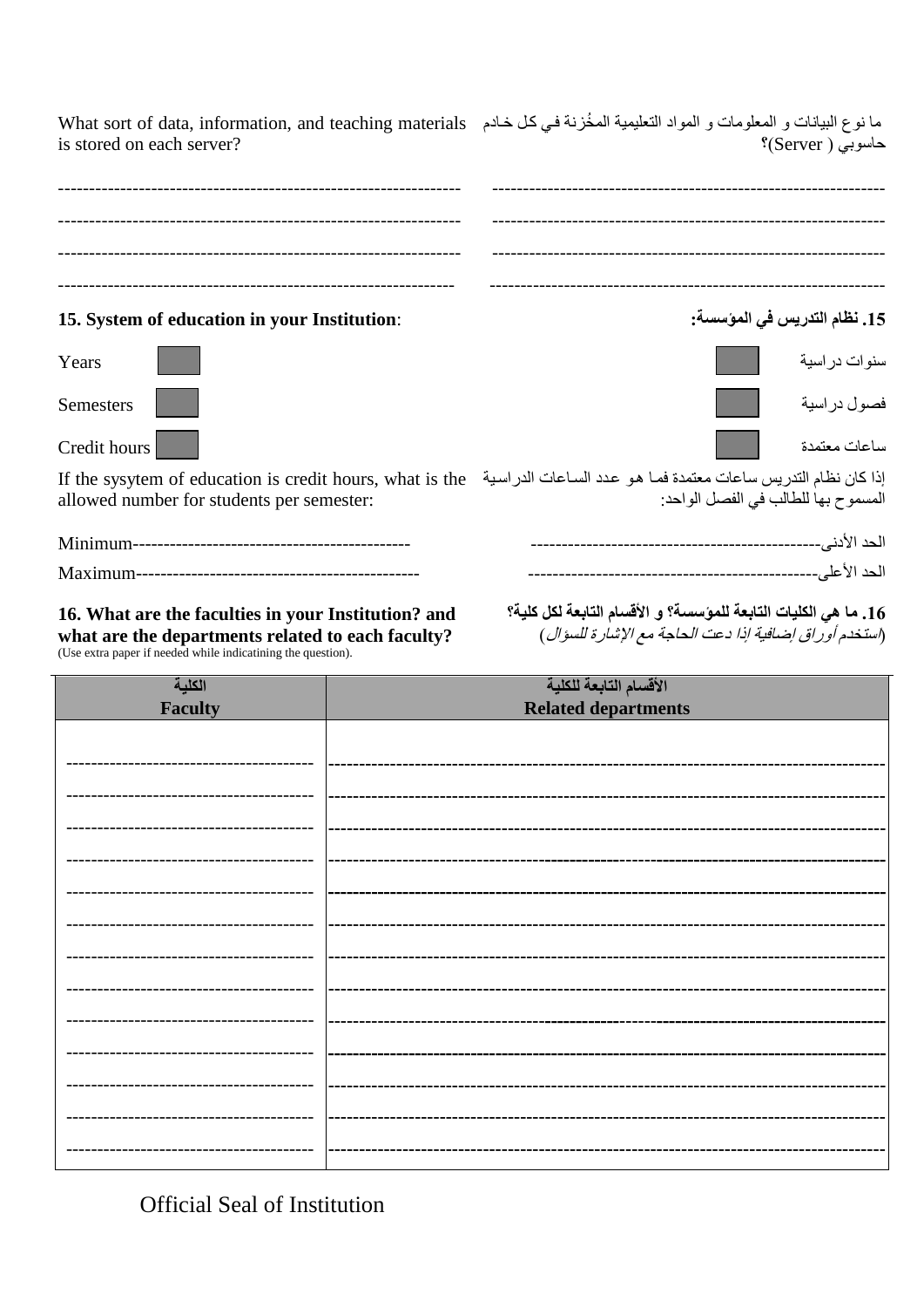What sort of data, information, and teaching materials is stored on each server?

ما نوع البيانات و المعلومات و المواد التعليمية المخُزنة في كل خادم حاسوبي ( Server)؟

---------------------------------------------------------------- ---------------------------------------------------------------

---------------------------------------------------------------- ---------------------------------------------------------------

---------------------------------------------------------------- ---------------------------------------------------------------

---------------------------------------------------------------- ---------------------------------------------------------------

**15. System of education in your Institution**:

**15. نظام التدريس في المؤسسة:**

| | | |
|---|---|---|
| Years ☐ | | ☐ سنوات دراسية |
| Semesters ☐ | | ☐ فصول دراسية |
| Credit hours ☐ | | ☐ ساعات معتمدة |

If the sysytem of education is credit hours, what is the allowed number for students per semester:

إذا كان نظام التدريس ساعات معتمدة فما هو عدد الساعات الدراسية المسموح بها للطالب في الفصل الواحد:

Minimum---------------------------------------------- الحد الأدنى----------------------------------------------

Maximum---------------------------------------------- الحد الأعلى----------------------------------------------

**16. What are the faculties in your Institution? and what are the departments related to each faculty?**
(Use extra paper if needed while indicatining the question).

**16. ما هي الكليات التابعة للمؤسسة؟ و الأقسام التابعة لكل كلية؟**
(*استخدم أوراق إضافية إذا دعت الحاجة مع الإشارة للسؤال*)

| الكلية<br>**Faculty** | الأقسام التابعة للكلية<br>**Related departments** |
|---|---|
| --------------------------------------- | ------------------------------------------------------------------------------------------ |
| --------------------------------------- | ------------------------------------------------------------------------------------------ |
| --------------------------------------- | ------------------------------------------------------------------------------------------ |
| --------------------------------------- | ------------------------------------------------------------------------------------------ |
| --------------------------------------- | ------------------------------------------------------------------------------------------ |
| --------------------------------------- | ------------------------------------------------------------------------------------------ |
| --------------------------------------- | ------------------------------------------------------------------------------------------ |
| --------------------------------------- | ------------------------------------------------------------------------------------------ |
| --------------------------------------- | ------------------------------------------------------------------------------------------ |
| --------------------------------------- | ------------------------------------------------------------------------------------------ |
| --------------------------------------- | ------------------------------------------------------------------------------------------ |
| --------------------------------------- | ------------------------------------------------------------------------------------------ |
| --------------------------------------- | ------------------------------------------------------------------------------------------ |

Official Seal of Institution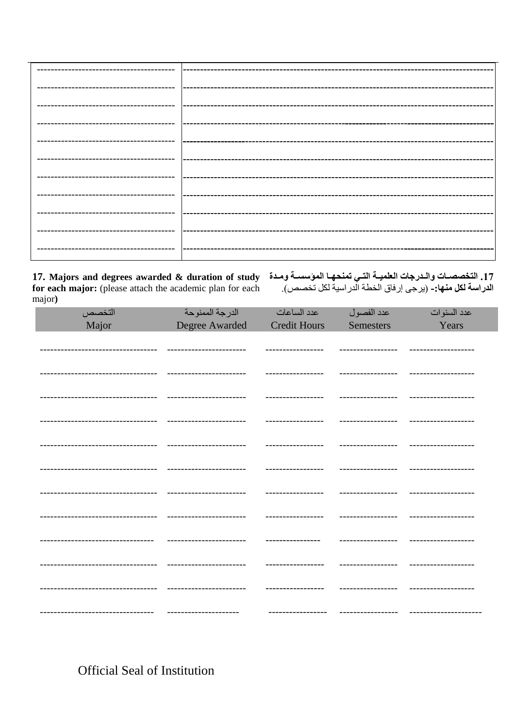| | |
|---|---|
| ---------------------------------------- | ---------------------------------------------------------------------------------------------- |
| ---------------------------------------- | ---------------------------------------------------------------------------------------------- |
| ---------------------------------------- | ---------------------------------------------------------------------------------------------- |
| ---------------------------------------- | ---------------------------------------------------------------------------------------------- |
| ---------------------------------------- | ---------------------------------------------------------------------------------------------- |
| ---------------------------------------- | ---------------------------------------------------------------------------------------------- |
| ---------------------------------------- | ---------------------------------------------------------------------------------------------- |
| ---------------------------------------- | ---------------------------------------------------------------------------------------------- |
| ---------------------------------------- | ---------------------------------------------------------------------------------------------- |
| ---------------------------------------- | ---------------------------------------------------------------------------------------------- |
| ---------------------------------------- | ---------------------------------------------------------------------------------------------- |

**17. Majors and degrees awarded & duration of study for each major:** (please attach the academic plan for each major)

**17. التخصصات والدرجات العلمية التي تمنحها المؤسسة ومدة الدراسة لكل منها:-** (يرجى إرفاق الخطة الدراسية لكل تخصص).

| التخصص<br>Major | الدرجة الممنوحة<br>Degree Awarded | عدد الساعات<br>Credit Hours | عدد الفصول<br>Semesters | عدد السنوات<br>Years |
|---|---|---|---|---|
| ---------------------------------- | ----------------------- | ----------------- | ----------------- | ------------------- |
| ---------------------------------- | ----------------------- | ----------------- | ----------------- | ------------------- |
| ---------------------------------- | ----------------------- | ----------------- | ----------------- | ------------------- |
| ---------------------------------- | ----------------------- | ----------------- | ----------------- | ------------------- |
| ---------------------------------- | ----------------------- | ----------------- | ----------------- | ------------------- |
| ---------------------------------- | ----------------------- | ----------------- | ----------------- | ------------------- |
| ---------------------------------- | ----------------------- | ----------------- | ----------------- | ------------------- |
| ---------------------------------- | ----------------------- | ----------------- | ----------------- | ------------------- |
| --------------------------------- | ----------------------- | ---------------- | ----------------- | ------------------- |
| ---------------------------------- | ----------------------- | ----------------- | ----------------- | ------------------- |
| ---------------------------------- | ----------------------- | ----------------- | ----------------- | ------------------- |
| --------------------------------- | --------------------- | ----------------- | ----------------- | --------------------- |

Official Seal of Institution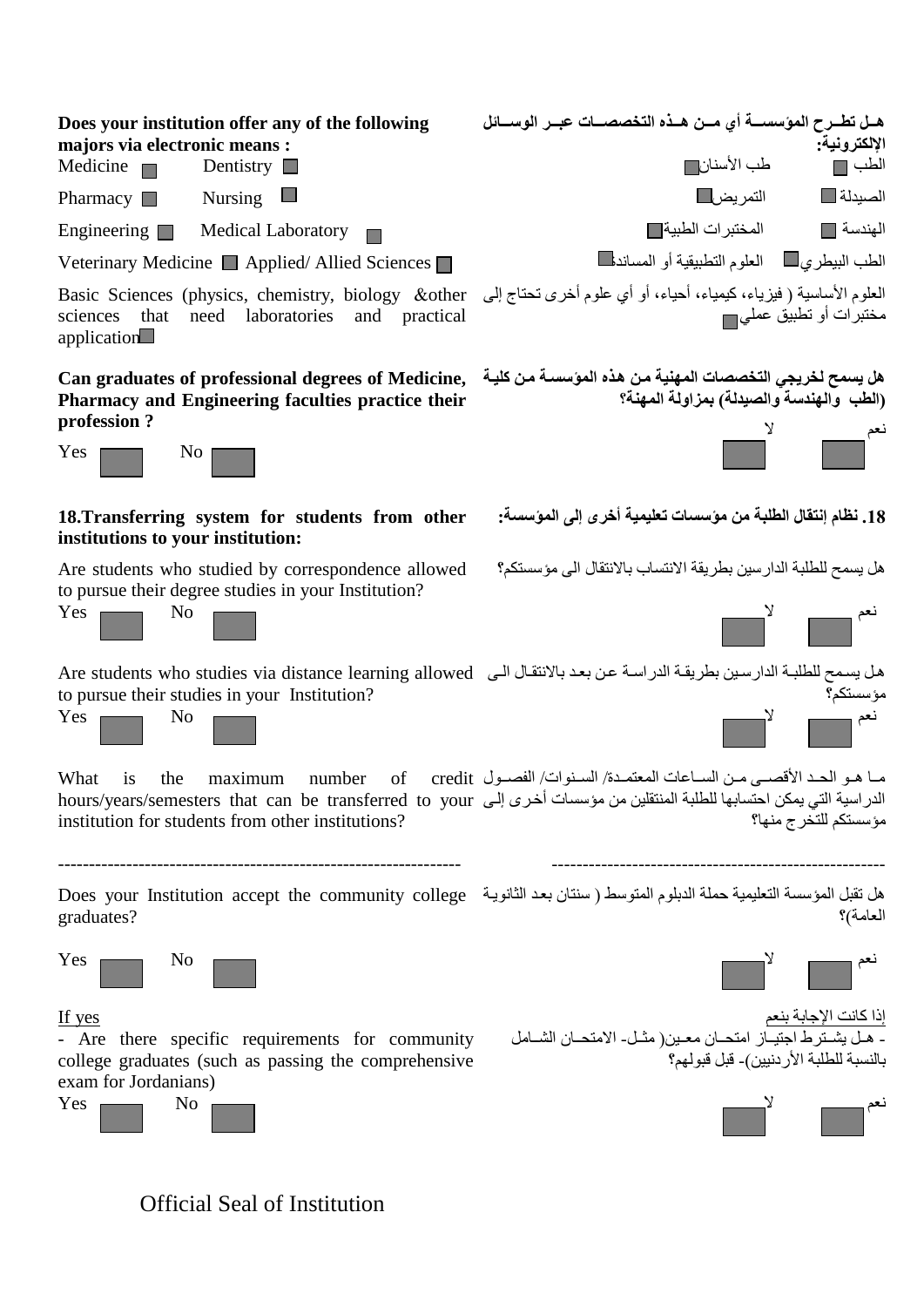**Does your institution offer any of the following majors via electronic means :**

Medicine ☐ Dentistry ☐

Pharmacy ☐ Nursing ☐

Engineering ☐ Medical Laboratory ☐

Veterinary Medicine ☐ Applied/ Allied Sciences ☐

Basic Sciences (physics, chemistry, biology &other sciences that need laboratories and practical application☐

**هـل تطـرح المؤسسـة أي مـن هـذه التخصصـات عبـر الوسـائل الإلكترونية:**

الطب ☐ طب الأسنان☐

الصيدلة ☐ التمريض☐

الهندسة ☐ المختبرات الطبية☐

الطب البيطري☐ العلوم التطبيقية أو المساندة☐

العلوم الأساسية ( فيزياء، كيمياء، أحياء، أو أي علوم أخرى تحتاج إلى مختبرات أو تطبيق عملي☐

**Can graduates of professional degrees of Medicine, Pharmacy and Engineering faculties practice their profession ?**

Yes ☐ No ☐

**هل يسمح لخريجي التخصصات المهنية من هذه المؤسسة من كلية (الطب والهندسة والصيدلة) بمزاولة المهنة؟**

نعم ☐ لا ☐

**18.Transferring system for students from other institutions to your institution:**

**18. نظام إنتقال الطلبة من مؤسسات تعليمية أخرى إلى المؤسسة:**

Are students who studied by correspondence allowed to pursue their degree studies in your Institution?

Yes ☐ No ☐

هل يسمح للطلبة الدارسين بطريقة الانتساب بالانتقال الى مؤسستكم؟

نعم ☐ لا ☐

Are students who studies via distance learning allowed to pursue their studies in your Institution?

Yes ☐ No ☐

هل يسمح للطلبة الدارسين بطريقة الدراسة عن بعد بالانتقال الى مؤسستكم؟

نعم ☐ لا ☐

What is the maximum number of credit hours/years/semesters that can be transferred to your institution for students from other institutions?

ما هو الحد الأقصى من الساعات المعتمدة/ السنوات/ الفصول الدراسية التي يمكن احتسابها للطلبة المنتقلين من مؤسسات أخرى إلى مؤسستكم للتخرج منها؟

----------------------------------------------------------------- -----------------------------------------------------

Does your Institution accept the community college graduates?

Yes ☐ No ☐

هل تقبل المؤسسة التعليمية حملة الدبلوم المتوسط ( سنتان بعد الثانوية العامة)؟

نعم ☐ لا ☐

If yes

- Are there specific requirements for community college graduates (such as passing the comprehensive exam for Jordanians)

Yes ☐ No ☐

إذا كانت الإجابة بنعم

- هل يشترط اجتياز امتحان معين( مثل- الامتحان الشامل بالنسبة للطلبة الأردنيين)- قبل قبولهم؟

نعم ☐ لا ☐

Official Seal of Institution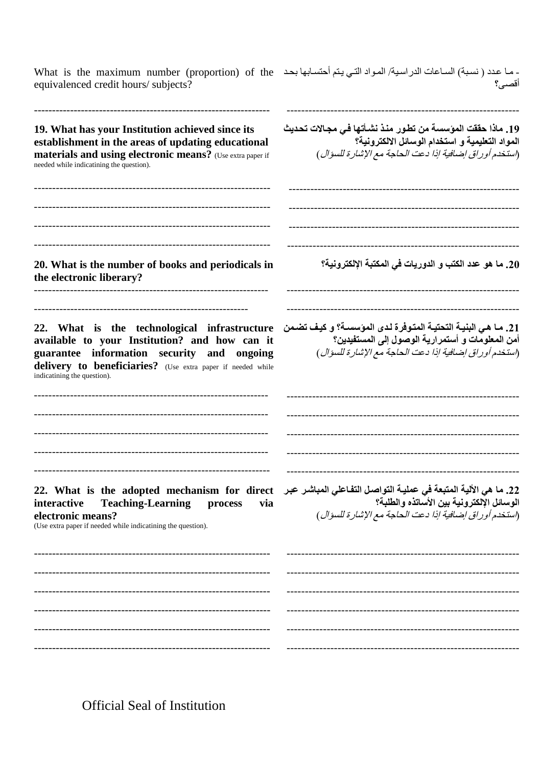What is the maximum number (proportion) of the equivalenced credit hours/ subjects?

- ما عدد ( نسبة) الساعات الدراسية/ المواد التي يتم أحتسابها بحد أقصى؟

------------------------------------------------------------------

------------------------------------------------------------------

**19. What has your Institution achieved since its establishment in the areas of updating educational materials and using electronic means?** (Use extra paper if needed while indicatining the question).

**19. ماذا حققت المؤسسة من تطور منذ نشأتها في مجالات تحديث المواد التعليمية و استخدام الوسائل الالكترونية؟**
*(استخدم أوراق إضافية إذا دعت الحاجة مع الإشارة للسؤال)*

------------------------------------------------------------------

------------------------------------------------------------------

------------------------------------------------------------------

------------------------------------------------------------------

**20. What is the number of books and periodicals in the electronic liberary?**

**20. ما هو عدد الكتب و الدوريات في المكتبة الإلكترونية؟**

------------------------------------------------------------------

------------------------------------------------------------------

**22. What is the technological infrastructure available to your Institution? and how can it guarantee information security and ongoing delivery to beneficiaries?** (Use extra paper if needed while indicatining the question).

**21. ما هي البنية التحتية المتوفرة لدى المؤسسة؟ و كيف تضمن أمن المعلومات و أستمرارية الوصول إلى المستفيدين؟**
*(استخدم أوراق إضافية إذا دعت الحاجة مع الإشارة للسؤال)*

------------------------------------------------------------------

------------------------------------------------------------------

------------------------------------------------------------------

------------------------------------------------------------------

------------------------------------------------------------------

**22. What is the adopted mechanism for direct interactive Teaching-Learning process via electronic means?**
(Use extra paper if needed while indicatining the question).

**22. ما هي الألية المتبعة في عملية التواصل التفاعلي المباشر عبر الوسائل الإلكترونية بين الأساتذه والطلبة؟**
*(استخدم أوراق إضافية إذا دعت الحاجة مع الإشارة للسؤال)*

------------------------------------------------------------------

------------------------------------------------------------------

------------------------------------------------------------------

------------------------------------------------------------------

------------------------------------------------------------------

------------------------------------------------------------------

Official Seal of Institution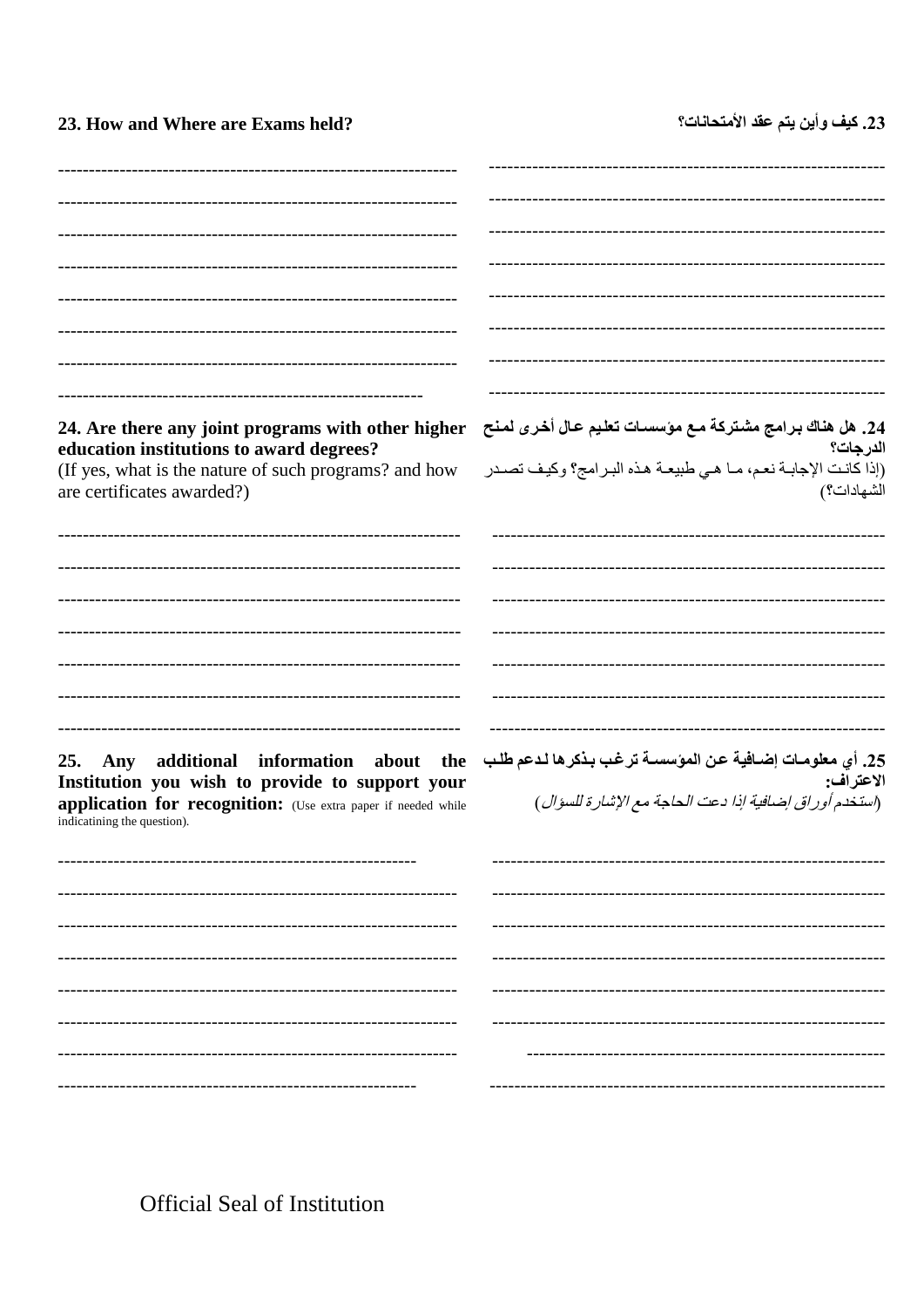**23. How and Where are Exams held?**

**23. كيف وأين يتم عقد الأمتحانات؟**

---

**24. Are there any joint programs with other higher education institutions to award degrees?**
(If yes, what is the nature of such programs? and how are certificates awarded?)

**24. هل هناك برامج مشتركة مع مؤسسات تعليم عال أخرى لمنح الدرجات؟**
(إذا كانت الإجابة نعم، ما هي طبيعة هذه البرامج؟ وكيف تصدر الشهادات؟)

---

**25. Any additional information about the Institution you wish to provide to support your application for recognition:** (Use extra paper if needed while indicatining the question).

**25. أي معلومات إضافية عن المؤسسة ترغب بذكرها لدعم طلب الاعتراف:**
*(استخدم أوراق إضافية إذا دعت الحاجة مع الإشارة للسؤال)*

---

Official Seal of Institution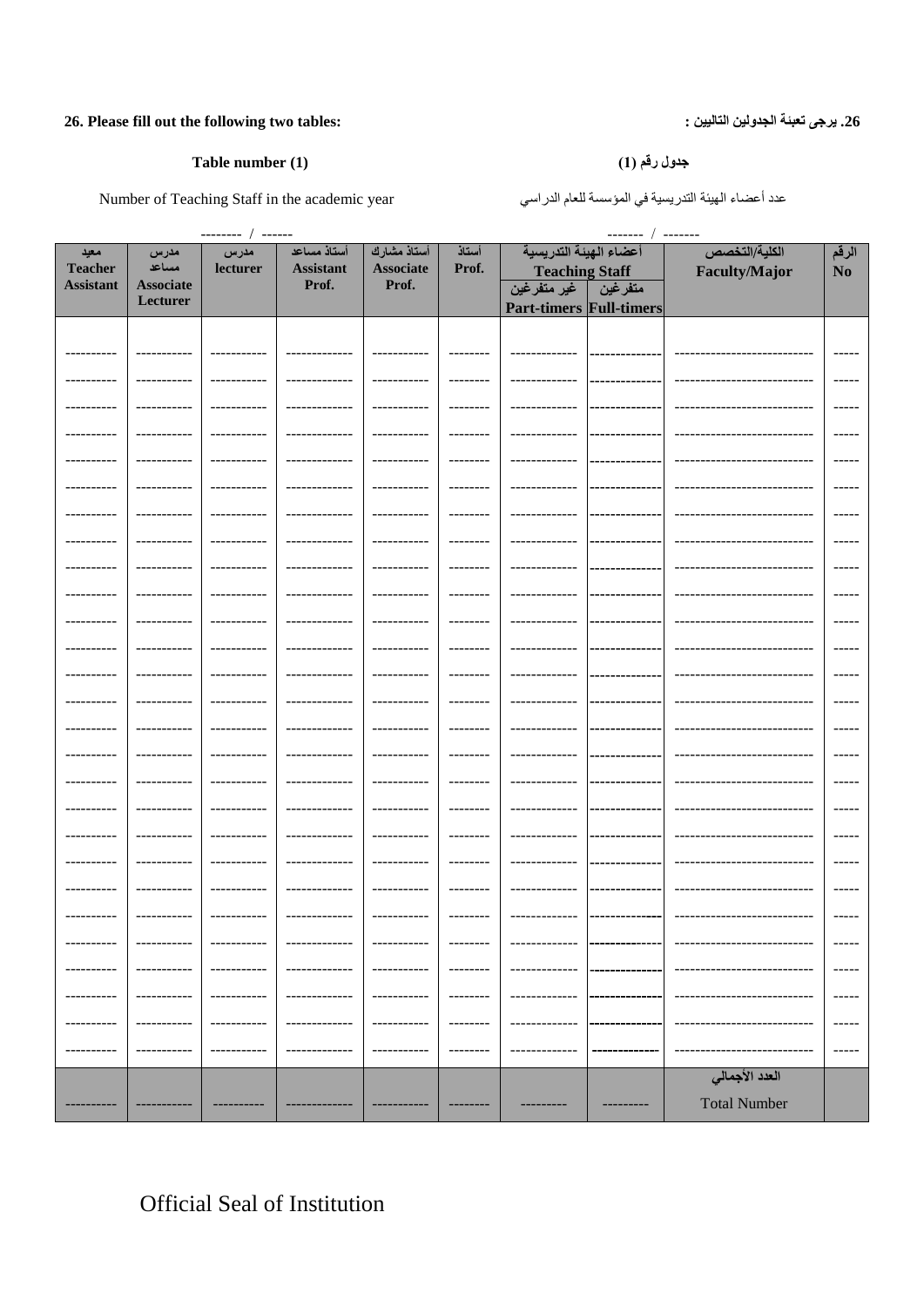**26. Please fill out the following two tables:** **26. يرجى تعبئة الجدولين التاليين :**

**Table number (1)** **جدول رقم (1)**

Number of Teaching Staff in the academic year -------- / ------ عدد أعضاء الهيئة التدريسية في المؤسسة للعام الدراسي ------- / -------

| معيد **Teacher Assistant** | مدرس مساعد **Associate Lecturer** | مدرس **lecturer** | أستاذ مساعد **Assistant Prof.** | أستاذ مشارك **Associate Prof.** | أستاذ **Prof.** | أعضاء الهيئة التدريسية **Teaching Staff** | | الكلية/التخصص **Faculty/Major** | الرقم **No** |
|---|---|---|---|---|---|---|---|---|---|
| | | | | | | غير متفرغين **Part-timers** | متفرغين **Full-timers** | | |
| ---------- | ----------- | ----------- | ------------- | ----------- | -------- | ------------- | -------------- | --------------------------- | ----- |
| ---------- | ----------- | ----------- | ------------- | ----------- | -------- | ------------- | -------------- | --------------------------- | ----- |
| ---------- | ----------- | ----------- | ------------- | ----------- | -------- | ------------- | -------------- | --------------------------- | ----- |
| ---------- | ----------- | ----------- | ------------- | ----------- | -------- | ------------- | -------------- | --------------------------- | ----- |
| ---------- | ----------- | ----------- | ------------- | ----------- | -------- | ------------- | -------------- | --------------------------- | ----- |
| ---------- | ----------- | ----------- | ------------- | ----------- | -------- | ------------- | -------------- | --------------------------- | ----- |
| ---------- | ----------- | ----------- | ------------- | ----------- | -------- | ------------- | -------------- | --------------------------- | ----- |
| ---------- | ----------- | ----------- | ------------- | ----------- | -------- | ------------- | -------------- | --------------------------- | ----- |
| ---------- | ----------- | ----------- | ------------- | ----------- | -------- | ------------- | -------------- | --------------------------- | ----- |
| ---------- | ----------- | ----------- | ------------- | ----------- | -------- | ------------- | -------------- | --------------------------- | ----- |
| ---------- | ----------- | ----------- | ------------- | ----------- | -------- | ------------- | -------------- | --------------------------- | ----- |
| ---------- | ----------- | ----------- | ------------- | ----------- | -------- | ------------- | -------------- | --------------------------- | ----- |
| ---------- | ----------- | ----------- | ------------- | ----------- | -------- | ------------- | -------------- | --------------------------- | ----- |
| ---------- | ----------- | ----------- | ------------- | ----------- | -------- | ------------- | -------------- | --------------------------- | ----- |
| ---------- | ----------- | ----------- | ------------- | ----------- | -------- | ------------- | -------------- | --------------------------- | ----- |
| ---------- | ----------- | ----------- | ------------- | ----------- | -------- | ------------- | -------------- | --------------------------- | ----- |
| ---------- | ----------- | ----------- | ------------- | ----------- | -------- | ------------- | -------------- | --------------------------- | ----- |
| ---------- | ----------- | ----------- | ------------- | ----------- | -------- | ------------- | -------------- | --------------------------- | ----- |
| ---------- | ----------- | ----------- | ------------- | ----------- | -------- | ------------- | -------------- | --------------------------- | ----- |
| ---------- | ----------- | ----------- | ------------- | ----------- | -------- | ------------- | -------------- | --------------------------- | ----- |
| ---------- | ----------- | ----------- | ------------- | ----------- | -------- | ------------- | -------------- | --------------------------- | ----- |
| ---------- | ----------- | ----------- | ------------- | ----------- | -------- | ------------- | -------------- | --------------------------- | ----- |
| ---------- | ----------- | ----------- | ------------- | ----------- | -------- | ------------- | -------------- | --------------------------- | ----- |
| ---------- | ----------- | ----------- | ------------- | ----------- | -------- | ------------- | -------------- | --------------------------- | ----- |
| ---------- | ----------- | ----------- | ------------- | ----------- | -------- | ------------- | -------------- | --------------------------- | ----- |
| ---------- | ----------- | ----------- | ------------- | ----------- | -------- | ------------- | -------------- | --------------------------- | ----- |
| ---------- | ----------- | ----------- | ------------- | ----------- | -------- | ------------- | -------------- | --------------------------- | ----- |
| ---------- | ----------- | ---------- | ------------- | ----------- | -------- | --------- | --------- | **العدد الأجمالي** Total Number | |

Official Seal of Institution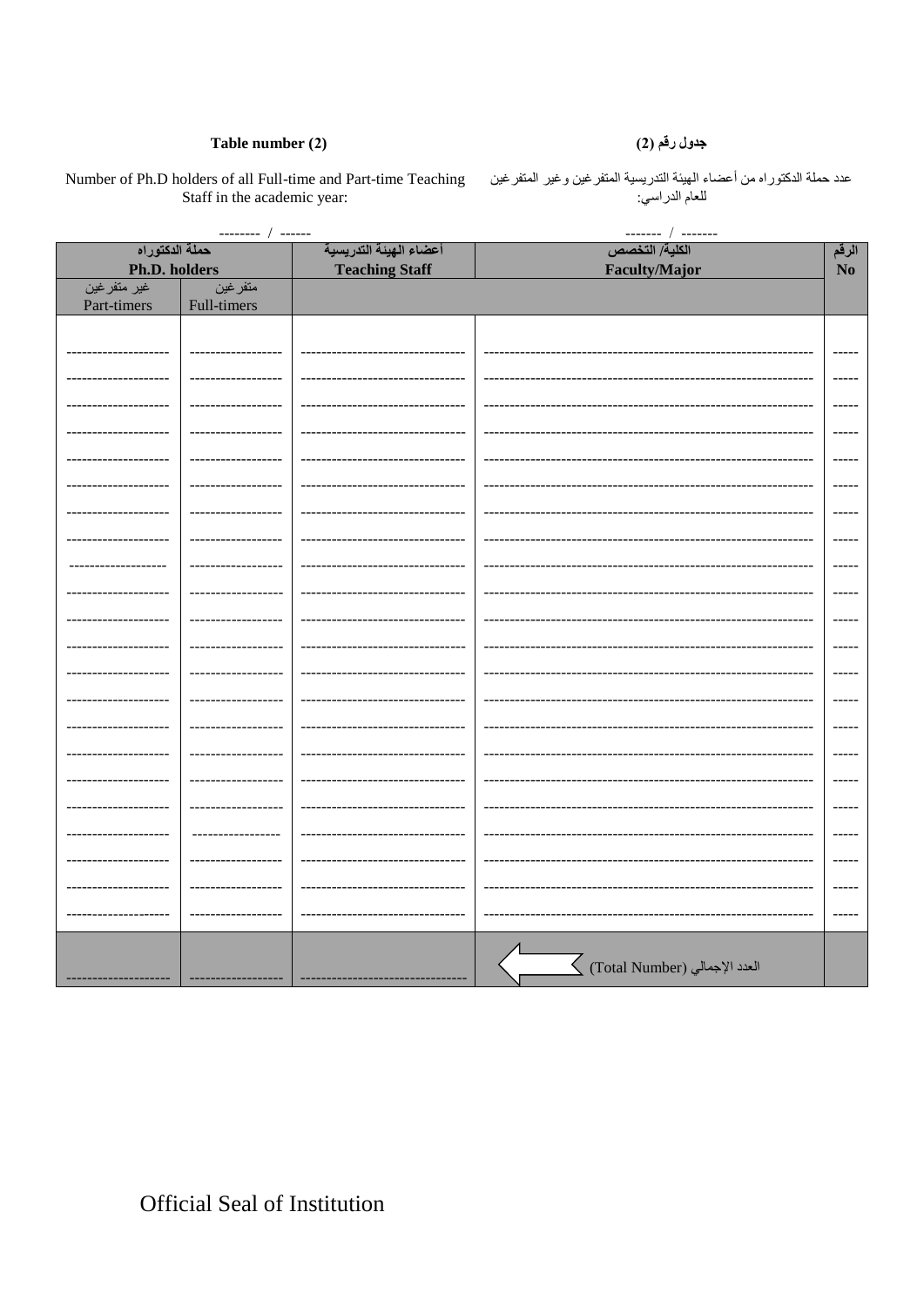**Table number (2)**

**جدول رقم (2)**

Number of Ph.D holders of all Full-time and Part-time Teaching Staff in the academic year:

عدد حملة الدكتوراه من أعضاء الهيئة التدريسية المتفرغين وغير المتفرغين للعام الدراسي:

-------- / ------ &nbsp;&nbsp;&nbsp;&nbsp; ------- / -------

| حملة الدكتوراه **Ph.D. holders** | | أعضاء الهيئة التدريسية **Teaching Staff** | الكلية/ التخصص **Faculty/Major** | الرقم **No** |
|---|---|---|---|---|
| غير متفرغين Part-timers | متفرغين Full-timers | | | |
| -------------------- | ------------------ | -------------------------------- | ---------------------------------------------------------------- | ----- |
| -------------------- | ------------------ | -------------------------------- | ---------------------------------------------------------------- | ----- |
| -------------------- | ------------------ | -------------------------------- | ---------------------------------------------------------------- | ----- |
| -------------------- | ------------------ | -------------------------------- | ---------------------------------------------------------------- | ----- |
| -------------------- | ------------------ | -------------------------------- | ---------------------------------------------------------------- | ----- |
| -------------------- | ------------------ | -------------------------------- | ---------------------------------------------------------------- | ----- |
| -------------------- | ------------------ | -------------------------------- | ---------------------------------------------------------------- | ----- |
| -------------------- | ------------------ | -------------------------------- | ---------------------------------------------------------------- | ----- |
| -------------------- | ------------------ | -------------------------------- | ---------------------------------------------------------------- | ----- |
| -------------------- | ------------------ | -------------------------------- | ---------------------------------------------------------------- | ----- |
| -------------------- | ------------------ | -------------------------------- | ---------------------------------------------------------------- | ----- |
| -------------------- | ------------------ | -------------------------------- | ---------------------------------------------------------------- | ----- |
| -------------------- | ------------------ | -------------------------------- | ---------------------------------------------------------------- | ----- |
| -------------------- | ------------------ | -------------------------------- | ---------------------------------------------------------------- | ----- |
| -------------------- | ------------------ | -------------------------------- | ---------------------------------------------------------------- | ----- |
| -------------------- | ------------------ | -------------------------------- | ---------------------------------------------------------------- | ----- |
| -------------------- | ------------------ | -------------------------------- | ---------------------------------------------------------------- | ----- |
| -------------------- | ------------------ | -------------------------------- | ---------------------------------------------------------------- | ----- |
| -------------------- | ------------------ | -------------------------------- | ---------------------------------------------------------------- | ----- |
| -------------------- | ------------------ | -------------------------------- | ---------------------------------------------------------------- | ----- |
| -------------------- | ------------------ | -------------------------------- | ---------------------------------------------------------------- | ----- |
| -------------------- | ------------------ | -------------------------------- | ---------------------------------------------------------------- | ----- |
| -------------------- | ------------------ | -------------------------------- | العدد الإجمالي (Total Number) | |

Official Seal of Institution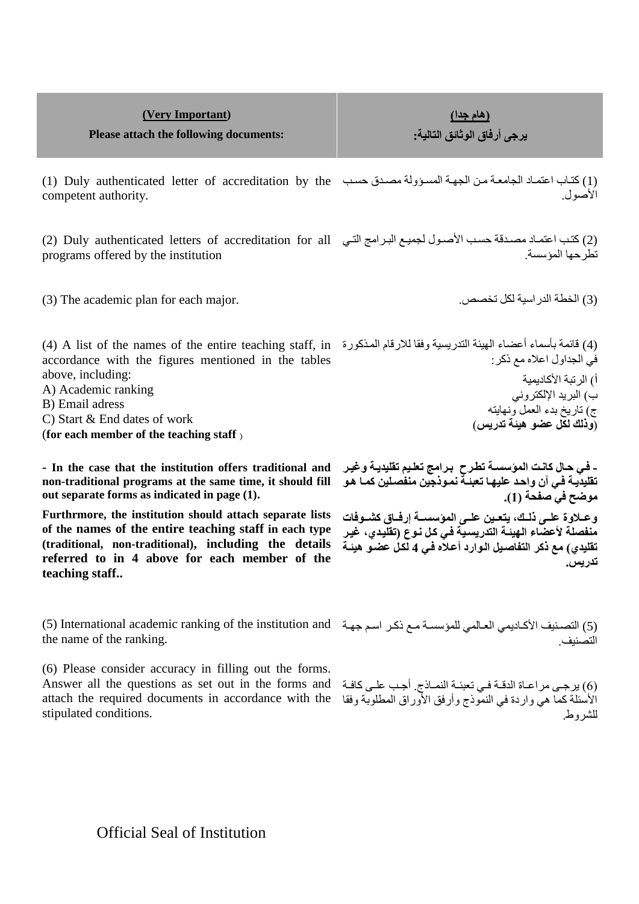| **(Very Important)** Please attach the following documents: | **(هام جدا)** يرجى أرفاق الوثائق التالية: |
|---|---|
| (1) Duly authenticated letter of accreditation by the competent authority. | (1) كتاب اعتماد الجامعة من الجهة المسؤولة مصدق حسب الأصول. |
| (2) Duly authenticated letters of accreditation for all programs offered by the institution | (2) كتب اعتماد مصدقة حسب الأصول لجميع البرامج التي تطرحها المؤسسة. |
| (3) The academic plan for each major. | (3) الخطة الدراسية لكل تخصص. |
| (4) A list of the names of the entire teaching staff, in accordance with the figures mentioned in the tables above, including:<br>A) Academic ranking<br>B) Email adress<br>C) Start & End dates of work<br>(**for each member of the teaching staff** ) | (4) قائمة بأسماء أعضاء الهيئة التدريسية وفقا للارقام المذكورة في الجداول اعلاه مع ذكر:<br>أ) الرتبة الأكاديمية<br>ب) البريد الإلكتروني<br>ج) تاريخ بدء العمل ونهايته<br>(**وذلك لكل عضو هيئة تدريس**) |
| **- In the case that the institution offers traditional and non-traditional programs at the same time, it should fill out separate forms as indicated in page (1).**<br>**Furthrmore, the institution should attach separate lists of the names of the entire teaching staff in each type (traditional, non-traditional), including the details referred to in 4 above for each member of the teaching staff..** | **- في حال كانت المؤسسة تطرح برامج تعليم تقليدية وغير تقليدية في آن واحد عليها تعبئة نموذجين منفصلين كما هو موضح في صفحة (1).**<br>**وعلاوة على ذلك، يتعين على المؤسسة إرفاق كشوفات منفصلة لأعضاء الهيئة التدريسية في كل نوع (تقليدي، غير تقليدي) مع ذكر التفاصيل الوارد أعلاه في 4 لكل عضو هيئة تدريس.** |
| (5) International academic ranking of the institution and the name of the ranking. | (5) التصنيف الأكاديمي العالمي للمؤسسة مع ذكر اسم جهة التصنيف. |
| (6) Please consider accuracy in filling out the forms. Answer all the questions as set out in the forms and attach the required documents in accordance with the stipulated conditions. | (6) يرجى مراعاة الدقة في تعبئة النماذج. أجب على كافة الأسئلة كما هي واردة في النموذج وأرفق الأوراق المطلوبة وفقا للشروط. |

Official Seal of Institution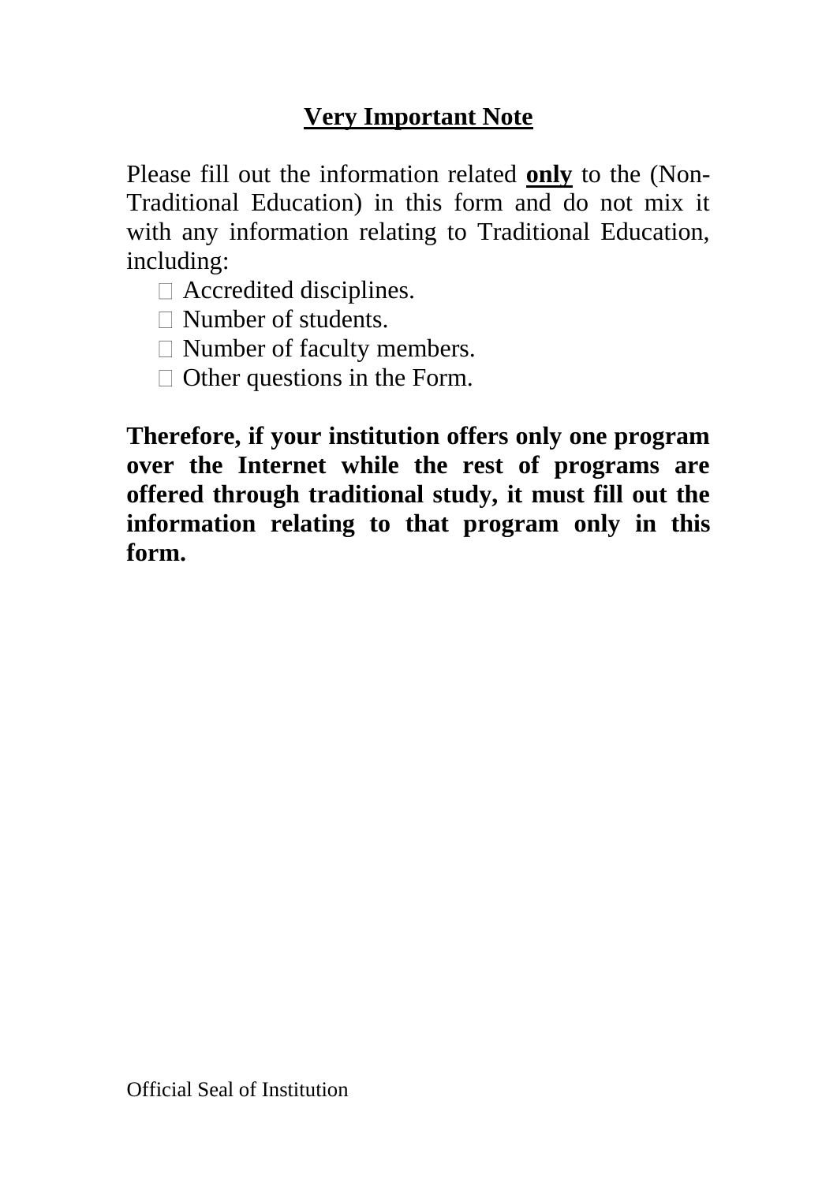## **Very Important Note**

Please fill out the information related **only** to the (Non-Traditional Education) in this form and do not mix it with any information relating to Traditional Education, including:

- Accredited disciplines.
- Number of students.
- Number of faculty members.
- Other questions in the Form.

**Therefore, if your institution offers only one program over the Internet while the rest of programs are offered through traditional study, it must fill out the information relating to that program only in this form.**

Official Seal of Institution